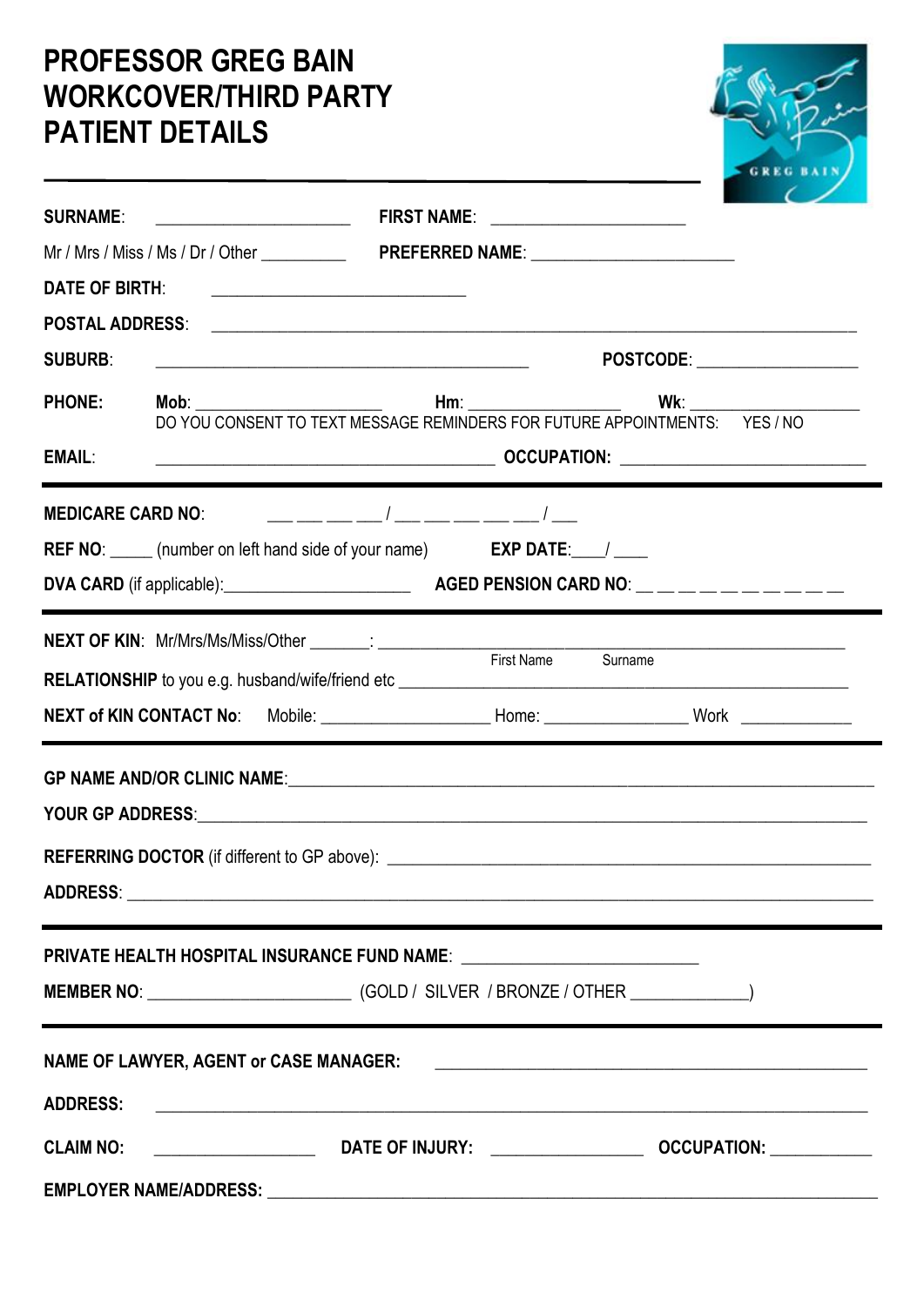# PROFESSOR GREG BAIN
# WORKCOVER/THIRD PARTY
# PATIENT DETAILS

**SURNAME**: ______________________ **FIRST NAME**: ______________________

Mr / Mrs / Miss / Ms / Dr / Other __________ **PREFERRED NAME**: ________________________

**DATE OF BIRTH**: ____________________________

**POSTAL ADDRESS**: ____________________________________________________________________________

**SUBURB**: ____________________________________________ **POSTCODE**: ___________________

**PHONE:** **Mob**: _____________________ **Hm**: _________________ **Wk**: ____________________

DO YOU CONSENT TO TEXT MESSAGE REMINDERS FOR FUTURE APPOINTMENTS: YES / NO

**EMAIL**: ________________________________________ **OCCUPATION:** ____________________________

---

**MEDICARE CARD NO**: ___ ___ ___ ___ / ___ ___ ___ ___ ___ / ___

**REF NO**: _____ (number on left hand side of your name) **EXP DATE**:____/ ____

**DVA CARD** (if applicable):______________________ **AGED PENSION CARD NO**: __ __ __ __ __ __ __ __ __ __

---

**NEXT OF KIN**: Mr/Mrs/Ms/Miss/Other _______: ____________________________________________________

First Name Surname

**RELATIONSHIP** to you e.g. husband/wife/friend etc _______________________________________________________

**NEXT of KIN CONTACT No**: Mobile: ____________________ Home: ________________ Work _____________

---

**GP NAME AND/OR CLINIC NAME**:_______________________________________________________________________

**YOUR GP ADDRESS**:___________________________________________________________________________

**REFERRING DOCTOR** (if different to GP above): _____________________________________________________

**ADDRESS**: __________________________________________________________________________________

---

**PRIVATE HEALTH HOSPITAL INSURANCE FUND NAME**: ___________________________

**MEMBER NO**: ________________________ (GOLD / SILVER / BRONZE / OTHER _____________)

---

**NAME OF LAWYER, AGENT or CASE MANAGER:** ____________________________________________________

**ADDRESS:** ________________________________________________________________________________

**CLAIM NO:** ___________________ **DATE OF INJURY:** _________________ **OCCUPATION:** ___________

**EMPLOYER NAME/ADDRESS:** ____________________________________________________________________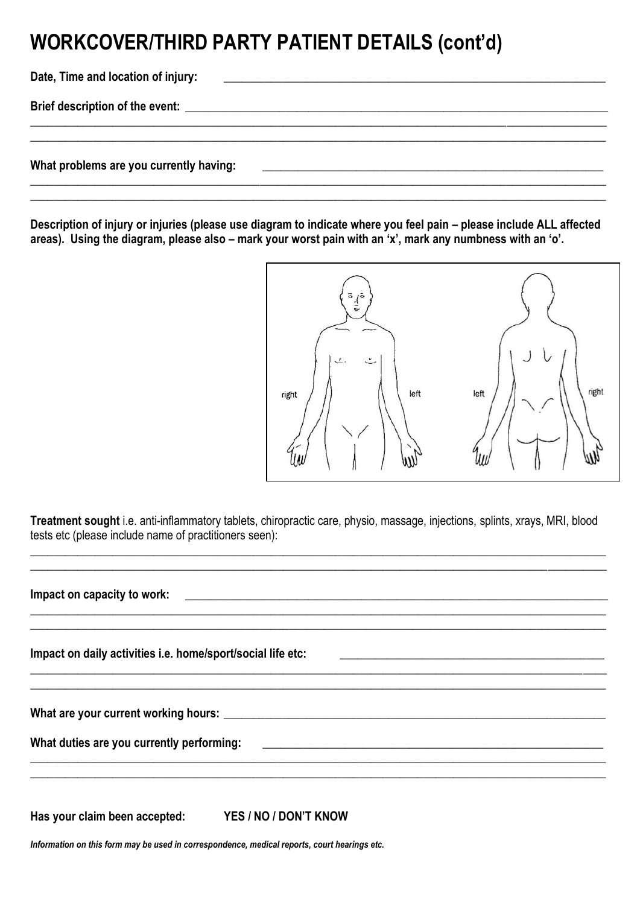# WORKCOVER/THIRD PARTY PATIENT DETAILS (cont'd)

**Date, Time and location of injury:** ____________________________________________

**Brief description of the event:** ____________________________________________

____________________________________________

____________________________________________

**What problems are you currently having:** ____________________________________________

____________________________________________

____________________________________________

**Description of injury or injuries (please use diagram to indicate where you feel pain – please include ALL affected areas). Using the diagram, please also – mark your worst pain with an 'x', mark any numbness with an 'o'.**

right left left right

**Treatment sought** i.e. anti-inflammatory tablets, chiropractic care, physio, massage, injections, splints, xrays, MRI, blood tests etc (please include name of practitioners seen):

____________________________________________

____________________________________________

**Impact on capacity to work:** ____________________________________________

____________________________________________

____________________________________________

**Impact on daily activities i.e. home/sport/social life etc:** ____________________________________________

____________________________________________

____________________________________________

**What are your current working hours:** ____________________________________________

**What duties are you currently performing:** ____________________________________________

____________________________________________

____________________________________________

**Has your claim been accepted:** **YES / NO / DON'T KNOW**

***Information on this form may be used in correspondence, medical reports, court hearings etc.***